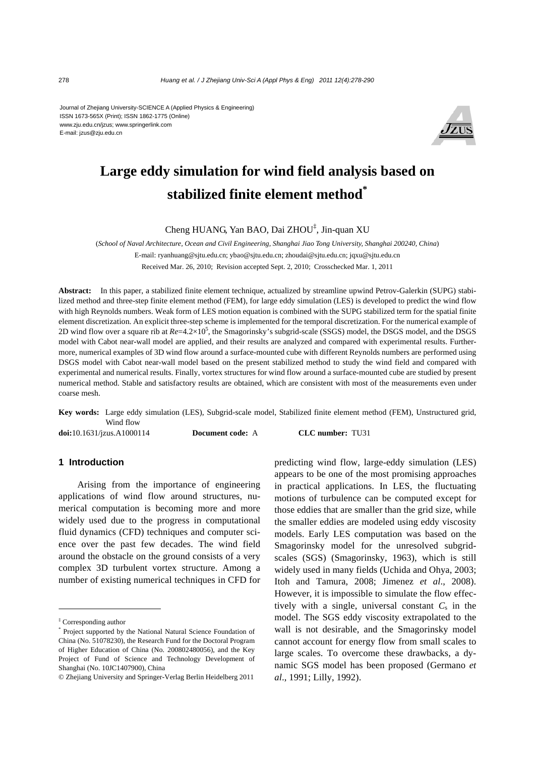Journal of Zhejiang University-SCIENCE A (Applied Physics & Engineering)
ISSN 1673-565X (Print); ISSN 1862-1775 (Online)
www.zju.edu.cn/jzus; www.springerlink.com
E-mail: jzus@zju.edu.cn

# Large eddy simulation for wind field analysis based on stabilized finite element method*

Cheng HUANG, Yan BAO, Dai ZHOU‡, Jin-quan XU

(*School of Naval Architecture, Ocean and Civil Engineering, Shanghai Jiao Tong University, Shanghai 200240, China*)

E-mail: ryanhuang@sjtu.edu.cn; ybao@sjtu.edu.cn; zhoudai@sjtu.edu.cn; jqxu@sjtu.edu.cn

Received Mar. 26, 2010; Revision accepted Sept. 2, 2010; Crosschecked Mar. 1, 2011

**Abstract:** In this paper, a stabilized finite element technique, actualized by streamline upwind Petrov-Galerkin (SUPG) stabilized method and three-step finite element method (FEM), for large eddy simulation (LES) is developed to predict the wind flow with high Reynolds numbers. Weak form of LES motion equation is combined with the SUPG stabilized term for the spatial finite element discretization. An explicit three-step scheme is implemented for the temporal discretization. For the numerical example of 2D wind flow over a square rib at $Re$=4.2×10$^5$, the Smagorinsky's subgrid-scale (SSGS) model, the DSGS model, and the DSGS model with Cabot near-wall model are applied, and their results are analyzed and compared with experimental results. Furthermore, numerical examples of 3D wind flow around a surface-mounted cube with different Reynolds numbers are performed using DSGS model with Cabot near-wall model based on the present stabilized method to study the wind field and compared with experimental and numerical results. Finally, vortex structures for wind flow around a surface-mounted cube are studied by present numerical method. Stable and satisfactory results are obtained, which are consistent with most of the measurements even under coarse mesh.

**Key words:** Large eddy simulation (LES), Subgrid-scale model, Stabilized finite element method (FEM), Unstructured grid, Wind flow

**doi:**10.1631/jzus.A1000114 **Document code:** A **CLC number:** TU31

## 1 Introduction

Arising from the importance of engineering applications of wind flow around structures, numerical computation is becoming more and more widely used due to the progress in computational fluid dynamics (CFD) techniques and computer science over the past few decades. The wind field around the obstacle on the ground consists of a very complex 3D turbulent vortex structure. Among a number of existing numerical techniques in CFD for predicting wind flow, large-eddy simulation (LES) appears to be one of the most promising approaches in practical applications. In LES, the fluctuating motions of turbulence can be computed except for those eddies that are smaller than the grid size, while the smaller eddies are modeled using eddy viscosity models. Early LES computation was based on the Smagorinsky model for the unresolved subgrid-scales (SGS) (Smagorinsky, 1963), which is still widely used in many fields (Uchida and Ohya, 2003; Itoh and Tamura, 2008; Jimenez *et al*., 2008). However, it is impossible to simulate the flow effectively with a single, universal constant $C_s$ in the model. The SGS eddy viscosity extrapolated to the wall is not desirable, and the Smagorinsky model cannot account for energy flow from small scales to large scales. To overcome these drawbacks, a dynamic SGS model has been proposed (Germano *et al*., 1991; Lilly, 1992).

---

‡ Corresponding author

\* Project supported by the National Natural Science Foundation of China (No. 51078230), the Research Fund for the Doctoral Program of Higher Education of China (No. 200802480056), and the Key Project of Fund of Science and Technology Development of Shanghai (No. 10JC1407900), China

© Zhejiang University and Springer-Verlag Berlin Heidelberg 2011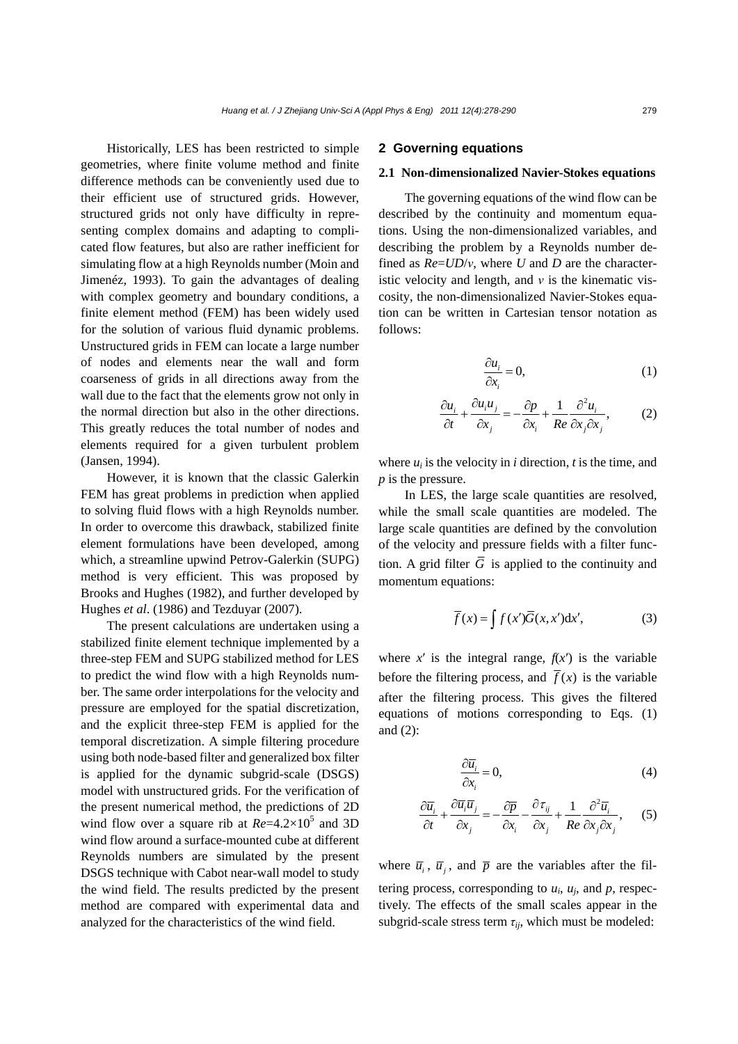Historically, LES has been restricted to simple geometries, where finite volume method and finite difference methods can be conveniently used due to their efficient use of structured grids. However, structured grids not only have difficulty in representing complex domains and adapting to complicated flow features, but also are rather inefficient for simulating flow at a high Reynolds number (Moin and Jimenéz, 1993). To gain the advantages of dealing with complex geometry and boundary conditions, a finite element method (FEM) has been widely used for the solution of various fluid dynamic problems. Unstructured grids in FEM can locate a large number of nodes and elements near the wall and form coarseness of grids in all directions away from the wall due to the fact that the elements grow not only in the normal direction but also in the other directions. This greatly reduces the total number of nodes and elements required for a given turbulent problem (Jansen, 1994).

However, it is known that the classic Galerkin FEM has great problems in prediction when applied to solving fluid flows with a high Reynolds number. In order to overcome this drawback, stabilized finite element formulations have been developed, among which, a streamline upwind Petrov-Galerkin (SUPG) method is very efficient. This was proposed by Brooks and Hughes (1982), and further developed by Hughes *et al*. (1986) and Tezduyar (2007).

The present calculations are undertaken using a stabilized finite element technique implemented by a three-step FEM and SUPG stabilized method for LES to predict the wind flow with a high Reynolds number. The same order interpolations for the velocity and pressure are employed for the spatial discretization, and the explicit three-step FEM is applied for the temporal discretization. A simple filtering procedure using both node-based filter and generalized box filter is applied for the dynamic subgrid-scale (DSGS) model with unstructured grids. For the verification of the present numerical method, the predictions of 2D wind flow over a square rib at $Re$=4.2×10$^5$ and 3D wind flow around a surface-mounted cube at different Reynolds numbers are simulated by the present DSGS technique with Cabot near-wall model to study the wind field. The results predicted by the present method are compared with experimental data and analyzed for the characteristics of the wind field.

## 2 Governing equations

### 2.1 Non-dimensionalized Navier-Stokes equations

The governing equations of the wind flow can be described by the continuity and momentum equations. Using the non-dimensionalized variables, and describing the problem by a Reynolds number defined as $Re=UD/v$, where $U$ and $D$ are the characteristic velocity and length, and $v$ is the kinematic viscosity, the non-dimensionalized Navier-Stokes equation can be written in Cartesian tensor notation as follows:

$$\frac{\partial u_i}{\partial x_i}=0, \tag{1}$$

$$\frac{\partial u_i}{\partial t}+\frac{\partial u_i u_j}{\partial x_j}=-\frac{\partial p}{\partial x_i}+\frac{1}{Re}\frac{\partial^2 u_i}{\partial x_j \partial x_j}, \tag{2}$$

where $u_i$ is the velocity in $i$ direction, $t$ is the time, and $p$ is the pressure.

In LES, the large scale quantities are resolved, while the small scale quantities are modeled. The large scale quantities are defined by the convolution of the velocity and pressure fields with a filter function. A grid filter $\overline{G}$ is applied to the continuity and momentum equations:

$$\overline{f}(x)=\int f(x')\overline{G}(x,x')\mathrm{d}x', \tag{3}$$

where $x'$ is the integral range, $f(x')$ is the variable before the filtering process, and $\overline{f}(x)$ is the variable after the filtering process. This gives the filtered equations of motions corresponding to Eqs. (1) and (2):

$$\frac{\partial \overline{u}_i}{\partial x_i}=0, \tag{4}$$

$$\frac{\partial \overline{u}_i}{\partial t}+\frac{\partial \overline{u}_i \overline{u}_j}{\partial x_j}=-\frac{\partial \overline{p}}{\partial x_i}-\frac{\partial \tau_{ij}}{\partial x_j}+\frac{1}{Re}\frac{\partial^2 \overline{u}_i}{\partial x_j \partial x_j}, \tag{5}$$

where $\overline{u}_i$, $\overline{u}_j$, and $\overline{p}$ are the variables after the filtering process, corresponding to $u_i$, $u_j$, and $p$, respectively. The effects of the small scales appear in the subgrid-scale stress term $\tau_{ij}$, which must be modeled: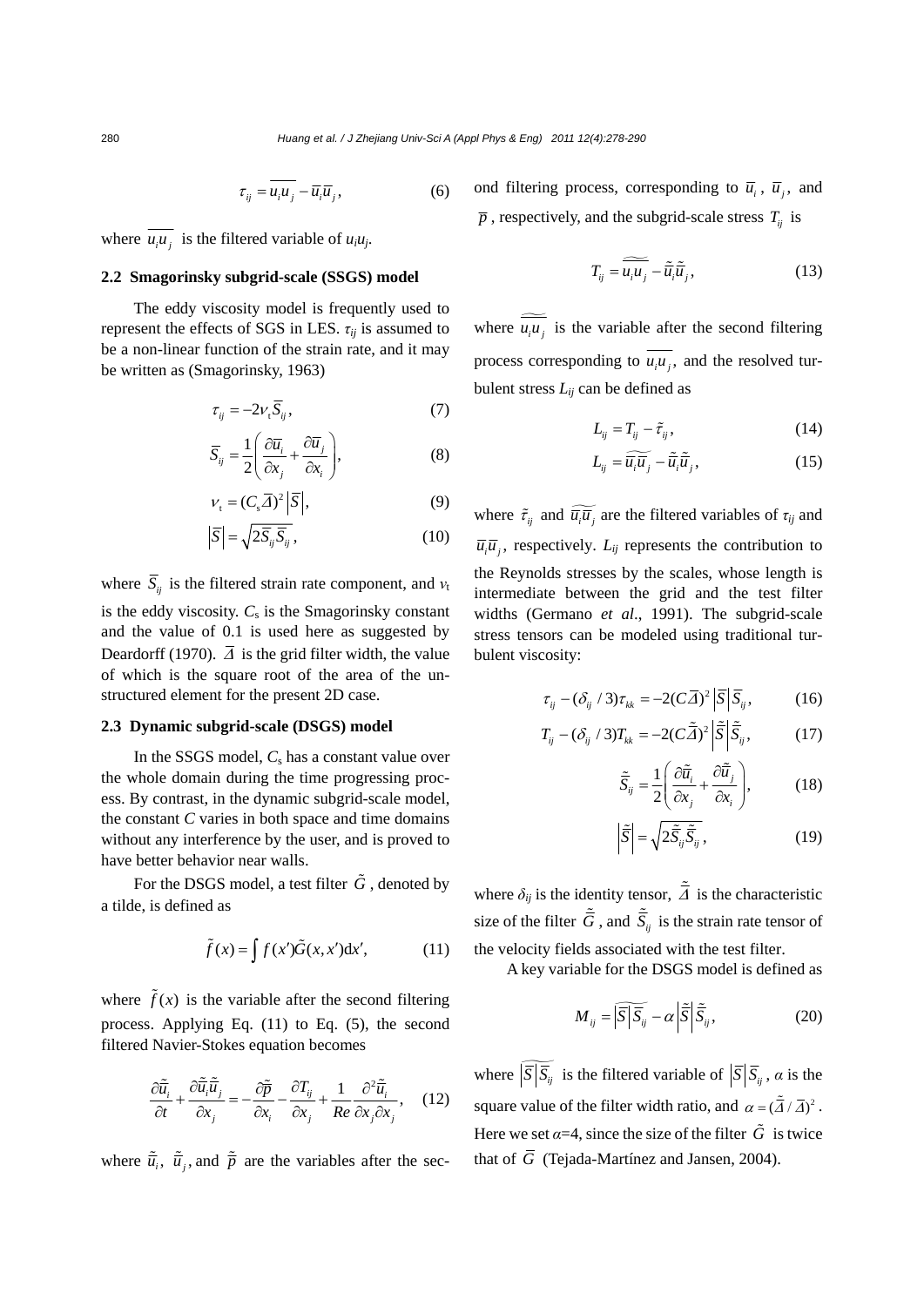$$\tau_{ij} = \overline{u_i u_j} - \bar{u}_i \bar{u}_j, \tag{6}$$

where $\overline{u_i u_j}$ is the filtered variable of $u_i u_j$.

### 2.2 Smagorinsky subgrid-scale (SSGS) model

The eddy viscosity model is frequently used to represent the effects of SGS in LES. $\tau_{ij}$ is assumed to be a non-linear function of the strain rate, and it may be written as (Smagorinsky, 1963)

$$\tau_{ij} = -2\nu_t \bar{S}_{ij}, \tag{7}$$

$$\bar{S}_{ij} = \frac{1}{2}\left(\frac{\partial \bar{u}_i}{\partial x_j} + \frac{\partial \bar{u}_j}{\partial x_i}\right), \tag{8}$$

$$\nu_t = (C_s \bar{\Delta})^2 \left|\bar{S}\right|, \tag{9}$$

$$\left|\bar{S}\right| = \sqrt{2\bar{S}_{ij}\bar{S}_{ij}}, \tag{10}$$

where $\bar{S}_{ij}$ is the filtered strain rate component, and $\nu_t$ is the eddy viscosity. $C_s$ is the Smagorinsky constant and the value of 0.1 is used here as suggested by Deardorff (1970). $\bar{\Delta}$ is the grid filter width, the value of which is the square root of the area of the unstructured element for the present 2D case.

### 2.3 Dynamic subgrid-scale (DSGS) model

In the SSGS model, $C_s$ has a constant value over the whole domain during the time progressing process. By contrast, in the dynamic subgrid-scale model, the constant $C$ varies in both space and time domains without any interference by the user, and is proved to have better behavior near walls.

For the DSGS model, a test filter $\tilde{G}$, denoted by a tilde, is defined as

$$\tilde{f}(x) = \int f(x')\tilde{G}(x, x')\mathrm{d}x', \tag{11}$$

where $\tilde{f}(x)$ is the variable after the second filtering process. Applying Eq. (11) to Eq. (5), the second filtered Navier-Stokes equation becomes

$$\frac{\partial \tilde{\bar{u}}_i}{\partial t} + \frac{\partial \tilde{\bar{u}}_i \tilde{\bar{u}}_j}{\partial x_j} = -\frac{\partial \tilde{\bar{p}}}{\partial x_i} - \frac{\partial T_{ij}}{\partial x_j} + \frac{1}{Re}\frac{\partial^2 \tilde{\bar{u}}_i}{\partial x_j \partial x_j}, \tag{12}$$

where $\tilde{\bar{u}}_i$, $\tilde{\bar{u}}_j$, and $\tilde{\bar{p}}$ are the variables after the second filtering process, corresponding to $\bar{u}_i$, $\bar{u}_j$, and $\bar{p}$, respectively, and the subgrid-scale stress $T_{ij}$ is

$$T_{ij} = \widetilde{\overline{u_i u_j}} - \tilde{\bar{u}}_i \tilde{\bar{u}}_j, \tag{13}$$

where $\widetilde{\overline{u_i u_j}}$ is the variable after the second filtering process corresponding to $\overline{u_i u_j}$, and the resolved turbulent stress $L_{ij}$ can be defined as

$$L_{ij} = T_{ij} - \tilde{\tau}_{ij}, \tag{14}$$

$$L_{ij} = \widetilde{\bar{u}_i \bar{u}_j} - \tilde{\bar{u}}_i \tilde{\bar{u}}_j, \tag{15}$$

where $\tilde{\tau}_{ij}$ and $\widetilde{\bar{u}_i \bar{u}_j}$ are the filtered variables of $\tau_{ij}$ and $\bar{u}_i \bar{u}_j$, respectively. $L_{ij}$ represents the contribution to the Reynolds stresses by the scales, whose length is intermediate between the grid and the test filter widths (Germano *et al*., 1991). The subgrid-scale stress tensors can be modeled using traditional turbulent viscosity:

$$\tau_{ij} - (\delta_{ij}/3)\tau_{kk} = -2(C\bar{\Delta})^2 \left|\bar{S}\right| \bar{S}_{ij}, \tag{16}$$

$$T_{ij} - (\delta_{ij}/3)T_{kk} = -2(C\tilde{\bar{\Delta}})^2 \left|\tilde{\bar{S}}\right| \tilde{\bar{S}}_{ij}, \tag{17}$$

$$\tilde{\bar{S}}_{ij} = \frac{1}{2}\left(\frac{\partial \tilde{\bar{u}}_i}{\partial x_j} + \frac{\partial \tilde{\bar{u}}_j}{\partial x_i}\right), \tag{18}$$

$$\left|\tilde{\bar{S}}\right| = \sqrt{2\tilde{\bar{S}}_{ij}\tilde{\bar{S}}_{ij}}, \tag{19}$$

where $\delta_{ij}$ is the identity tensor, $\tilde{\bar{\Delta}}$ is the characteristic size of the filter $\tilde{\bar{G}}$, and $\tilde{\bar{S}}_{ij}$ is the strain rate tensor of the velocity fields associated with the test filter.

A key variable for the DSGS model is defined as

$$M_{ij} = \widetilde{\left|\bar{S}\right|\bar{S}_{ij}} - \alpha \left|\tilde{\bar{S}}\right| \tilde{\bar{S}}_{ij}, \tag{20}$$

where $\widetilde{\left|\bar{S}\right|\bar{S}_{ij}}$ is the filtered variable of $\left|\bar{S}\right|\bar{S}_{ij}$, $\alpha$ is the square value of the filter width ratio, and $\alpha = (\tilde{\bar{\Delta}}/\bar{\Delta})^2$. Here we set $\alpha$=4, since the size of the filter $\tilde{G}$ is twice that of $\bar{G}$ (Tejada-Martínez and Jansen, 2004).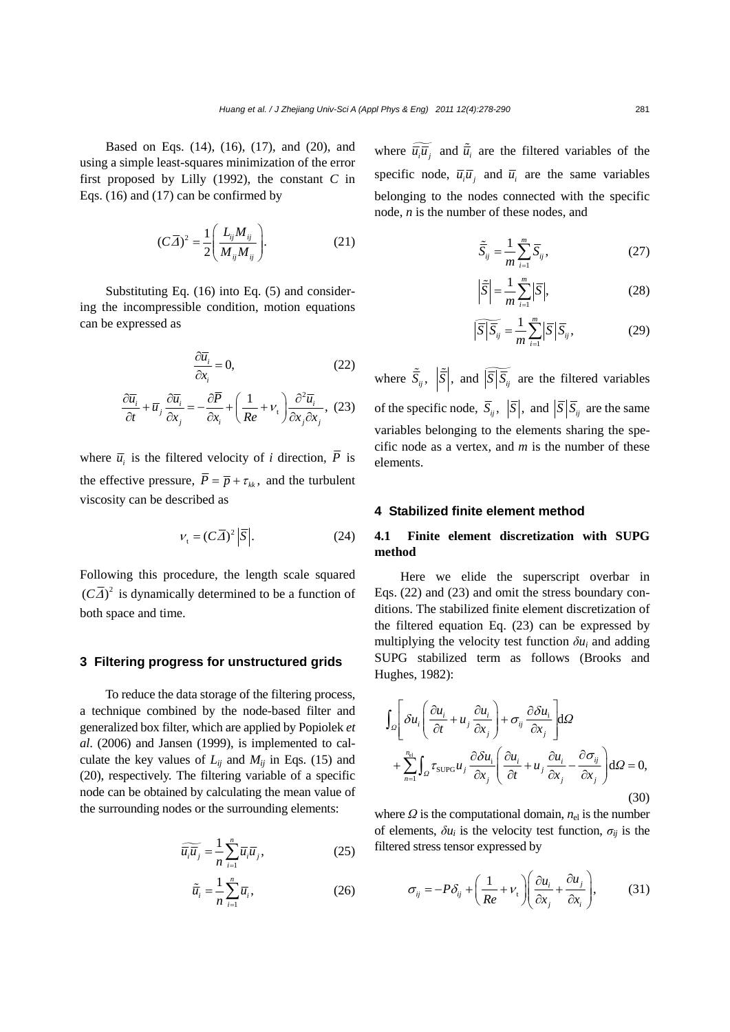Based on Eqs. (14), (16), (17), and (20), and using a simple least-squares minimization of the error first proposed by Lilly (1992), the constant $C$ in Eqs. (16) and (17) can be confirmed by

$$(C\bar{\Delta})^2 = \frac{1}{2}\left(\frac{L_{ij}M_{ij}}{M_{ij}M_{ij}}\right). \tag{21}$$

Substituting Eq. (16) into Eq. (5) and considering the incompressible condition, motion equations can be expressed as

$$\frac{\partial \bar{u}_i}{\partial x_i} = 0, \tag{22}$$

$$\frac{\partial \bar{u}_i}{\partial t} + \bar{u}_j \frac{\partial \bar{u}_i}{\partial x_j} = -\frac{\partial \bar{P}}{\partial x_i} + \left(\frac{1}{Re} + \nu_{\mathrm{t}}\right)\frac{\partial^2 \bar{u}_i}{\partial x_j \partial x_j}, \tag{23}$$

where $\bar{u}_i$ is the filtered velocity of $i$ direction, $\bar{P}$ is the effective pressure, $\bar{P} = \bar{p} + \tau_{kk}$, and the turbulent viscosity can be described as

$$\nu_{\mathrm{t}} = (C\bar{\Delta})^2 \left|\bar{S}\right|. \tag{24}$$

Following this procedure, the length scale squared $(C\bar{\Delta})^2$ is dynamically determined to be a function of both space and time.

## 3 Filtering progress for unstructured grids

To reduce the data storage of the filtering process, a technique combined by the node-based filter and generalized box filter, which are applied by Popiolek *et al*. (2006) and Jansen (1999), is implemented to calculate the key values of $L_{ij}$ and $M_{ij}$ in Eqs. (15) and (20), respectively. The filtering variable of a specific node can be obtained by calculating the mean value of the surrounding nodes or the surrounding elements:

$$\widetilde{\bar{u}_i \bar{u}_j} = \frac{1}{n}\sum_{i=1}^{n} \bar{u}_i \bar{u}_j, \tag{25}$$

$$\tilde{\bar{u}}_i = \frac{1}{n}\sum_{i=1}^{n} \bar{u}_i, \tag{26}$$

where $\widetilde{\bar{u}_i \bar{u}_j}$ and $\tilde{\bar{u}}_i$ are the filtered variables of the specific node, $\bar{u}_i \bar{u}_j$ and $\bar{u}_i$ are the same variables belonging to the nodes connected with the specific node, $n$ is the number of these nodes, and

$$\tilde{\bar{S}}_{ij} = \frac{1}{m}\sum_{i=1}^{m} \bar{S}_{ij}, \tag{27}$$

$$\left|\tilde{\bar{S}}\right| = \frac{1}{m}\sum_{i=1}^{m} \left|\bar{S}\right|, \tag{28}$$

$$\widetilde{\left|\bar{S}\right|\bar{S}_{ij}} = \frac{1}{m}\sum_{i=1}^{m} \left|\bar{S}\right|\bar{S}_{ij}, \tag{29}$$

where $\tilde{\bar{S}}_{ij}$, $\left|\tilde{\bar{S}}\right|$, and $\widetilde{\left|\bar{S}\right|\bar{S}_{ij}}$ are the filtered variables of the specific node, $\bar{S}_{ij}$, $\left|\bar{S}\right|$, and $\left|\bar{S}\right|\bar{S}_{ij}$ are the same variables belonging to the elements sharing the specific node as a vertex, and $m$ is the number of these elements.

## 4 Stabilized finite element method

### 4.1 Finite element discretization with SUPG method

Here we elide the superscript overbar in Eqs. (22) and (23) and omit the stress boundary conditions. The stabilized finite element discretization of the filtered equation Eq. (23) can be expressed by multiplying the velocity test function $\delta u_i$ and adding SUPG stabilized term as follows (Brooks and Hughes, 1982):

$$\begin{aligned}
&\int_{\Omega}\left[\delta u_i\left(\frac{\partial u_i}{\partial t} + u_j \frac{\partial u_i}{\partial x_j}\right) + \sigma_{ij}\frac{\partial \delta u_i}{\partial x_j}\right]\mathrm{d}\Omega \\
&+ \sum_{n=1}^{n_{\mathrm{el}}}\int_{\Omega}\tau_{\mathrm{SUPG}} u_j \frac{\partial \delta u_i}{\partial x_j}\left(\frac{\partial u_i}{\partial t} + u_j \frac{\partial u_i}{\partial x_j} - \frac{\partial \sigma_{ij}}{\partial x_j}\right)\mathrm{d}\Omega = 0,
\end{aligned} \tag{30}$$

where $\Omega$ is the computational domain, $n_{\mathrm{el}}$ is the number of elements, $\delta u_i$ is the velocity test function, $\sigma_{ij}$ is the filtered stress tensor expressed by

$$\sigma_{ij} = -P\delta_{ij} + \left(\frac{1}{Re} + \nu_{\mathrm{t}}\right)\left(\frac{\partial u_i}{\partial x_j} + \frac{\partial u_j}{\partial x_i}\right), \tag{31}$$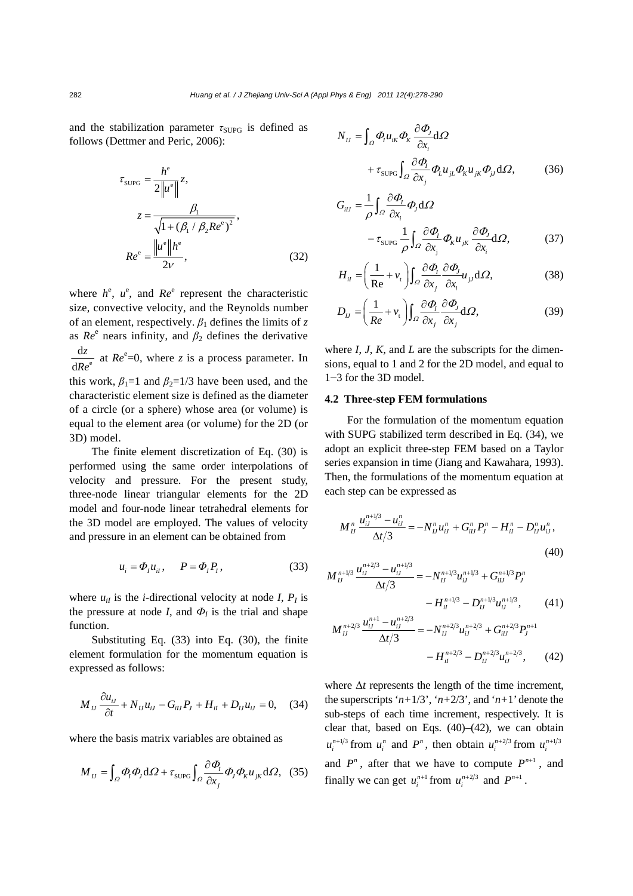and the stabilization parameter $\tau_{\text{SUPG}}$ is defined as follows (Dettmer and Peric, 2006):

$$\tau_{\text{SUPG}} = \frac{h^e}{2\|u^e\|} z,$$
$$z = \frac{\beta_1}{\sqrt{1+(\beta_1/\beta_2 Re^e)^2}},$$
$$Re^e = \frac{\|u^e\| h^e}{2\nu}, \tag{32}$$

where $h^e$, $u^e$, and $Re^e$ represent the characteristic size, convective velocity, and the Reynolds number of an element, respectively. $\beta_1$ defines the limits of $z$ as $Re^e$ nears infinity, and $\beta_2$ defines the derivative $\frac{\mathrm{d}z}{\mathrm{d}Re^e}$ at $Re^e$=0, where $z$ is a process parameter. In this work, $\beta_1$=1 and $\beta_2$=1/3 have been used, and the characteristic element size is defined as the diameter of a circle (or a sphere) whose area (or volume) is equal to the element area (or volume) for the 2D (or 3D) model.

The finite element discretization of Eq. (30) is performed using the same order interpolations of velocity and pressure. For the present study, three-node linear triangular elements for the 2D model and four-node linear tetrahedral elements for the 3D model are employed. The values of velocity and pressure in an element can be obtained from

$$u_i = \Phi_I u_{iI}, \quad P = \Phi_I P_I, \tag{33}$$

where $u_{iI}$ is the $i$-directional velocity at node $I$, $P_I$ is the pressure at node $I$, and $\Phi_I$ is the trial and shape function.

Substituting Eq. (33) into Eq. (30), the finite element formulation for the momentum equation is expressed as follows:

$$M_{IJ}\frac{\partial u_{iJ}}{\partial t} + N_{IJ}u_{iJ} - G_{iIJ}P_J + H_{iI} + D_{IJ}u_{iJ} = 0, \tag{34}$$

where the basis matrix variables are obtained as

$$M_{IJ} = \int_\Omega \Phi_I \Phi_J \mathrm{d}\Omega + \tau_{\text{SUPG}}\int_\Omega \frac{\partial \Phi_I}{\partial x_j}\Phi_J \Phi_K u_{jK}\mathrm{d}\Omega, \tag{35}$$

$$N_{IJ} = \int_\Omega \Phi_I u_{iK}\Phi_K \frac{\partial \Phi_J}{\partial x_i}\mathrm{d}\Omega + \tau_{\text{SUPG}}\int_\Omega \frac{\partial \Phi_I}{\partial x_j}\Phi_L u_{jL}\Phi_K u_{jK}\Phi_{jJ}\mathrm{d}\Omega, \tag{36}$$

$$G_{iIJ} = \frac{1}{\rho}\int_\Omega \frac{\partial \Phi_I}{\partial x_i}\Phi_J \mathrm{d}\Omega - \tau_{\text{SUPG}}\frac{1}{\rho}\int_\Omega \frac{\partial \Phi_I}{\partial x_j}\Phi_K u_{jK}\frac{\partial \Phi_J}{\partial x_i}\mathrm{d}\Omega, \tag{37}$$

$$H_{iI} = \left(\frac{1}{\text{Re}} + \nu_t\right)\int_\Omega \frac{\partial \Phi_I}{\partial x_j}\frac{\partial \Phi_J}{\partial x_i}u_{jJ}\mathrm{d}\Omega, \tag{38}$$

$$D_{IJ} = \left(\frac{1}{Re} + \nu_t\right)\int_\Omega \frac{\partial \Phi_I}{\partial x_j}\frac{\partial \Phi_J}{\partial x_j}\mathrm{d}\Omega, \tag{39}$$

where $I$, $J$, $K$, and $L$ are the subscripts for the dimensions, equal to 1 and 2 for the 2D model, and equal to 1−3 for the 3D model.

### 4.2 Three-step FEM formulations

For the formulation of the momentum equation with SUPG stabilized term described in Eq. (34), we adopt an explicit three-step FEM based on a Taylor series expansion in time (Jiang and Kawahara, 1993). Then, the formulations of the momentum equation at each step can be expressed as

$$M_{IJ}^n \frac{u_{iJ}^{n+1/3} - u_{iJ}^n}{\Delta t/3} = -N_{IJ}^n u_{iJ}^n + G_{iIJ}^n P_J^n - H_{iI}^n - D_{IJ}^n u_{iJ}^n, \tag{40}$$

$$M_{IJ}^{n+1/3} \frac{u_{iJ}^{n+2/3} - u_{iJ}^{n+1/3}}{\Delta t/3} = -N_{IJ}^{n+1/3} u_{iJ}^{n+1/3} + G_{iIJ}^{n+1/3} P_J^n - H_{iI}^{n+1/3} - D_{IJ}^{n+1/3} u_{iJ}^{n+1/3}, \tag{41}$$

$$M_{IJ}^{n+2/3} \frac{u_{iJ}^{n+1} - u_{iJ}^{n+2/3}}{\Delta t/3} = -N_{IJ}^{n+2/3} u_{iJ}^{n+2/3} + G_{iIJ}^{n+2/3} P_J^{n+1} - H_{iI}^{n+2/3} - D_{IJ}^{n+2/3} u_{iJ}^{n+2/3}, \tag{42}$$

where $\Delta t$ represents the length of the time increment, the superscripts '$n$+1/3', '$n$+2/3', and '$n$+1' denote the sub-steps of each time increment, respectively. It is clear that, based on Eqs. (40)–(42), we can obtain $u_i^{n+1/3}$ from $u_i^n$ and $P^n$, then obtain $u_i^{n+2/3}$ from $u_i^{n+1/3}$ and $P^n$, after that we have to compute $P^{n+1}$, and finally we can get $u_i^{n+1}$ from $u_i^{n+2/3}$ and $P^{n+1}$.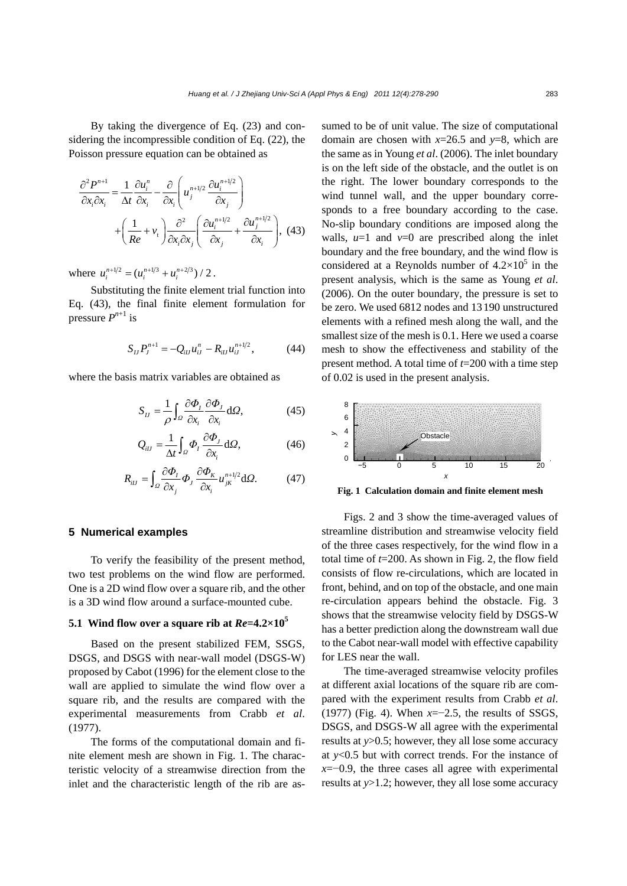By taking the divergence of Eq. (23) and considering the incompressible condition of Eq. (22), the Poisson pressure equation can be obtained as

$$\frac{\partial^2 P^{n+1}}{\partial x_i \partial x_i} = \frac{1}{\Delta t}\frac{\partial u_i^n}{\partial x_i} - \frac{\partial}{\partial x_i}\left( u_j^{n+1/2}\frac{\partial u_i^{n+1/2}}{\partial x_j}\right) + \left(\frac{1}{Re} + v_t\right)\frac{\partial^2}{\partial x_i \partial x_j}\left(\frac{\partial u_i^{n+1/2}}{\partial x_j} + \frac{\partial u_j^{n+1/2}}{\partial x_i}\right), \quad (43)$$

where $u_i^{n+1/2} = (u_i^{n+1/3} + u_i^{n+2/3})/2$.

Substituting the finite element trial function into Eq. (43), the final finite element formulation for pressure $P^{n+1}$ is

$$S_{IJ}P_J^{n+1} = -Q_{iIJ}u_{iJ}^n - R_{iIJ}u_{iJ}^{n+1/2}, \quad (44)$$

where the basis matrix variables are obtained as

$$S_{IJ} = \frac{1}{\rho}\int_\Omega \frac{\partial \Phi_I}{\partial x_i}\frac{\partial \Phi_J}{\partial x_i}\mathrm{d}\Omega, \quad (45)$$

$$Q_{iIJ} = \frac{1}{\Delta t}\int_\Omega \Phi_I \frac{\partial \Phi_J}{\partial x_i}\mathrm{d}\Omega, \quad (46)$$

$$R_{iIJ} = \int_\Omega \frac{\partial \Phi_I}{\partial x_j}\Phi_J \frac{\partial \Phi_K}{\partial x_i}u_{jK}^{n+1/2}\mathrm{d}\Omega. \quad (47)$$

## 5 Numerical examples

To verify the feasibility of the present method, two test problems on the wind flow are performed. One is a 2D wind flow over a square rib, and the other is a 3D wind flow around a surface-mounted cube.

### 5.1 Wind flow over a square rib at $Re$=4.2×10$^5$

Based on the present stabilized FEM, SSGS, DSGS, and DSGS with near-wall model (DSGS-W) proposed by Cabot (1996) for the element close to the wall are applied to simulate the wind flow over a square rib, and the results are compared with the experimental measurements from Crabb *et al*. (1977).

The forms of the computational domain and finite element mesh are shown in Fig. 1. The characteristic velocity of a streamwise direction from the inlet and the characteristic length of the rib are assumed to be of unit value. The size of computational domain are chosen with $x$=26.5 and $y$=8, which are the same as in Young *et al*. (2006). The inlet boundary is on the left side of the obstacle, and the outlet is on the right. The lower boundary corresponds to the wind tunnel wall, and the upper boundary corresponds to a free boundary according to the case. No-slip boundary conditions are imposed along the walls, $u$=1 and $v$=0 are prescribed along the inlet boundary and the free boundary, and the wind flow is considered at a Reynolds number of 4.2×10$^5$ in the present analysis, which is the same as Young *et al*. (2006). On the outer boundary, the pressure is set to be zero. We used 6812 nodes and 13190 unstructured elements with a refined mesh along the wall, and the smallest size of the mesh is 0.1. Here we used a coarse mesh to show the effectiveness and stability of the present method. A total time of $t$=200 with a time step of 0.02 is used in the present analysis.

**Fig. 1 Calculation domain and finite element mesh**

Figs. 2 and 3 show the time-averaged values of streamline distribution and streamwise velocity field of the three cases respectively, for the wind flow in a total time of $t$=200. As shown in Fig. 2, the flow field consists of flow re-circulations, which are located in front, behind, and on top of the obstacle, and one main re-circulation appears behind the obstacle. Fig. 3 shows that the streamwise velocity field by DSGS-W has a better prediction along the downstream wall due to the Cabot near-wall model with effective capability for LES near the wall.

The time-averaged streamwise velocity profiles at different axial locations of the square rib are compared with the experiment results from Crabb *et al*. (1977) (Fig. 4). When $x$=−2.5, the results of SSGS, DSGS, and DSGS-W all agree with the experimental results at $y$>0.5; however, they all lose some accuracy at $y$<0.5 but with correct trends. For the instance of $x$=−0.9, the three cases all agree with experimental results at $y$>1.2; however, they all lose some accuracy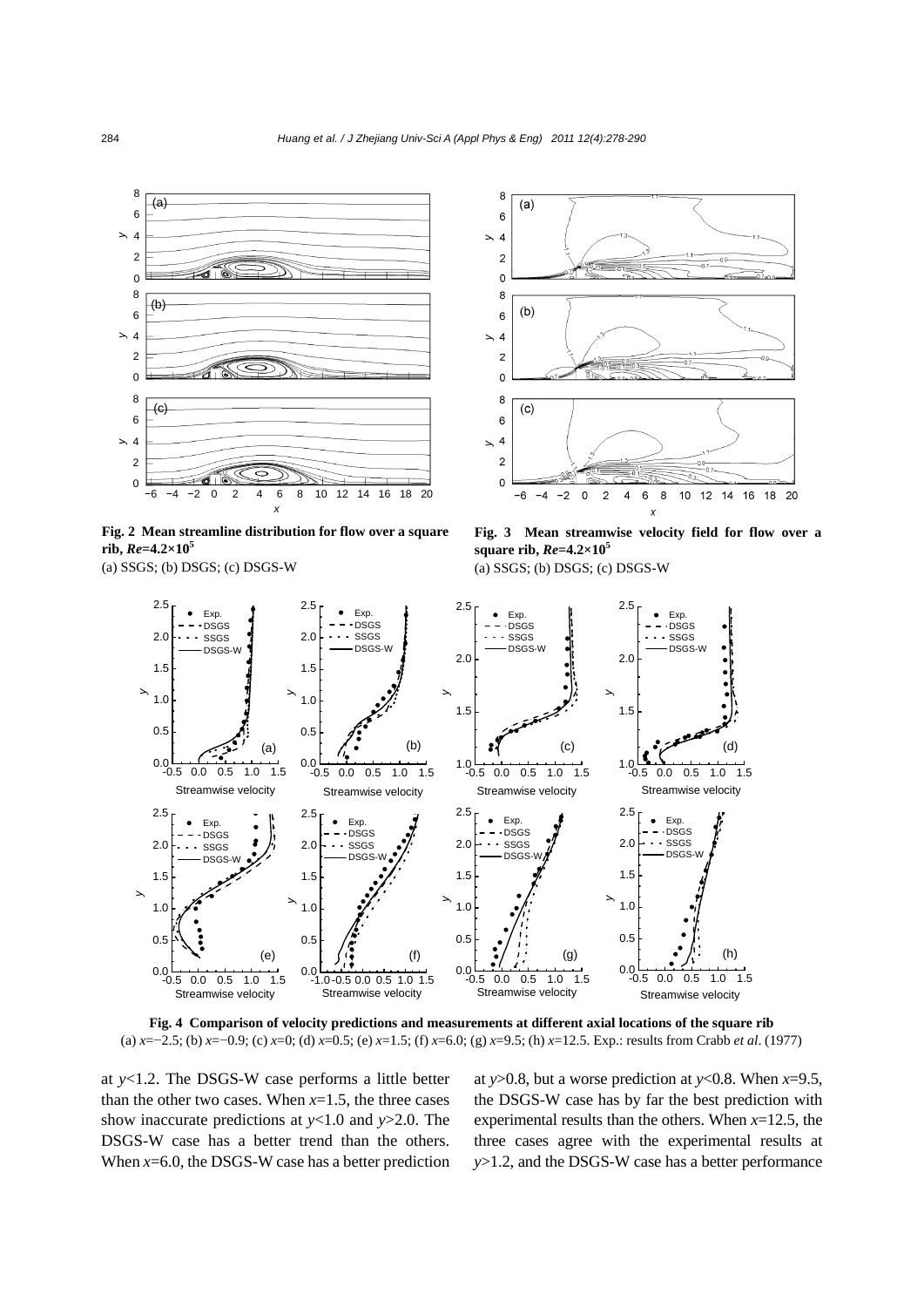**Fig. 2 Mean streamline distribution for flow over a square rib, $Re$=4.2×10$^5$**
(a) SSGS; (b) DSGS; (c) DSGS-W

**Fig. 3 Mean streamwise velocity field for flow over a square rib, $Re$=4.2×10$^5$**
(a) SSGS; (b) DSGS; (c) DSGS-W

**Fig. 4 Comparison of velocity predictions and measurements at different axial locations of the square rib**
(a) $x$=−2.5; (b) $x$=−0.9; (c) $x$=0; (d) $x$=0.5; (e) $x$=1.5; (f) $x$=6.0; (g) $x$=9.5; (h) $x$=12.5. Exp.: results from Crabb *et al*. (1977)

at $y$<1.2. The DSGS-W case performs a little better than the other two cases. When $x$=1.5, the three cases show inaccurate predictions at $y$<1.0 and $y$>2.0. The DSGS-W case has a better trend than the others. When $x$=6.0, the DSGS-W case has a better prediction at $y$>0.8, but a worse prediction at $y$<0.8. When $x$=9.5, the DSGS-W case has by far the best prediction with experimental results than the others. When $x$=12.5, the three cases agree with the experimental results at $y$>1.2, and the DSGS-W case has a better performance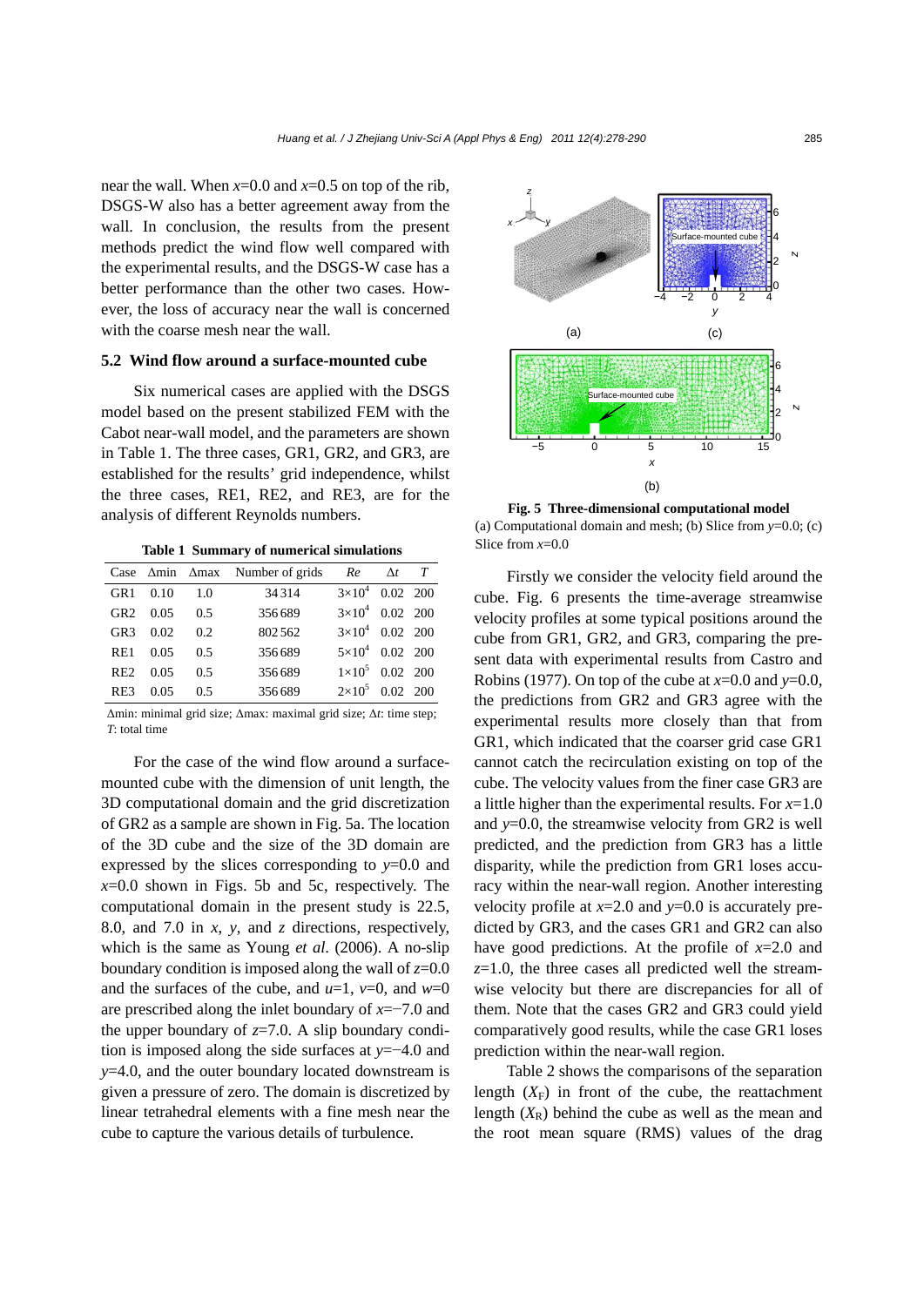near the wall. When $x$=0.0 and $x$=0.5 on top of the rib, DSGS-W also has a better agreement away from the wall. In conclusion, the results from the present methods predict the wind flow well compared with the experimental results, and the DSGS-W case has a better performance than the other two cases. However, the loss of accuracy near the wall is concerned with the coarse mesh near the wall.

### 5.2 Wind flow around a surface-mounted cube

Six numerical cases are applied with the DSGS model based on the present stabilized FEM with the Cabot near-wall model, and the parameters are shown in Table 1. The three cases, GR1, GR2, and GR3, are established for the results' grid independence, whilst the three cases, RE1, RE2, and RE3, are for the analysis of different Reynolds numbers.

**Table 1 Summary of numerical simulations**

| Case | Δmin | Δmax | Number of grids | $Re$ | Δ$t$ | $T$ |
|---|---|---|---|---|---|---|
| GR1 | 0.10 | 1.0 | 34314 | $3\times10^4$ | 0.02 | 200 |
| GR2 | 0.05 | 0.5 | 356689 | $3\times10^4$ | 0.02 | 200 |
| GR3 | 0.02 | 0.2 | 802562 | $3\times10^4$ | 0.02 | 200 |
| RE1 | 0.05 | 0.5 | 356689 | $5\times10^4$ | 0.02 | 200 |
| RE2 | 0.05 | 0.5 | 356689 | $1\times10^5$ | 0.02 | 200 |
| RE3 | 0.05 | 0.5 | 356689 | $2\times10^5$ | 0.02 | 200 |

Δmin: minimal grid size; Δmax: maximal grid size; Δ$t$: time step; $T$: total time

For the case of the wind flow around a surface-mounted cube with the dimension of unit length, the 3D computational domain and the grid discretization of GR2 as a sample are shown in Fig. 5a. The location of the 3D cube and the size of the 3D domain are expressed by the slices corresponding to $y$=0.0 and $x$=0.0 shown in Figs. 5b and 5c, respectively. The computational domain in the present study is 22.5, 8.0, and 7.0 in $x$, $y$, and $z$ directions, respectively, which is the same as Young *et al*. (2006). A no-slip boundary condition is imposed along the wall of $z$=0.0 and the surfaces of the cube, and $u$=1, $v$=0, and $w$=0 are prescribed along the inlet boundary of $x$=−7.0 and the upper boundary of $z$=7.0. A slip boundary condition is imposed along the side surfaces at $y$=−4.0 and $y$=4.0, and the outer boundary located downstream is given a pressure of zero. The domain is discretized by linear tetrahedral elements with a fine mesh near the cube to capture the various details of turbulence.

**Fig. 5 Three-dimensional computational model**
(a) Computational domain and mesh; (b) Slice from $y$=0.0; (c) Slice from $x$=0.0

Firstly we consider the velocity field around the cube. Fig. 6 presents the time-average streamwise velocity profiles at some typical positions around the cube from GR1, GR2, and GR3, comparing the present data with experimental results from Castro and Robins (1977). On top of the cube at $x$=0.0 and $y$=0.0, the predictions from GR2 and GR3 agree with the experimental results more closely than that from GR1, which indicated that the coarser grid case GR1 cannot catch the recirculation existing on top of the cube. The velocity values from the finer case GR3 are a little higher than the experimental results. For $x$=1.0 and $y$=0.0, the streamwise velocity from GR2 is well predicted, and the prediction from GR3 has a little disparity, while the prediction from GR1 loses accuracy within the near-wall region. Another interesting velocity profile at $x$=2.0 and $y$=0.0 is accurately predicted by GR3, and the cases GR1 and GR2 can also have good predictions. At the profile of $x$=2.0 and $z$=1.0, the three cases all predicted well the streamwise velocity but there are discrepancies for all of them. Note that the cases GR2 and GR3 could yield comparatively good results, while the case GR1 loses prediction within the near-wall region.

Table 2 shows the comparisons of the separation length ($X_F$) in front of the cube, the reattachment length ($X_R$) behind the cube as well as the mean and the root mean square (RMS) values of the drag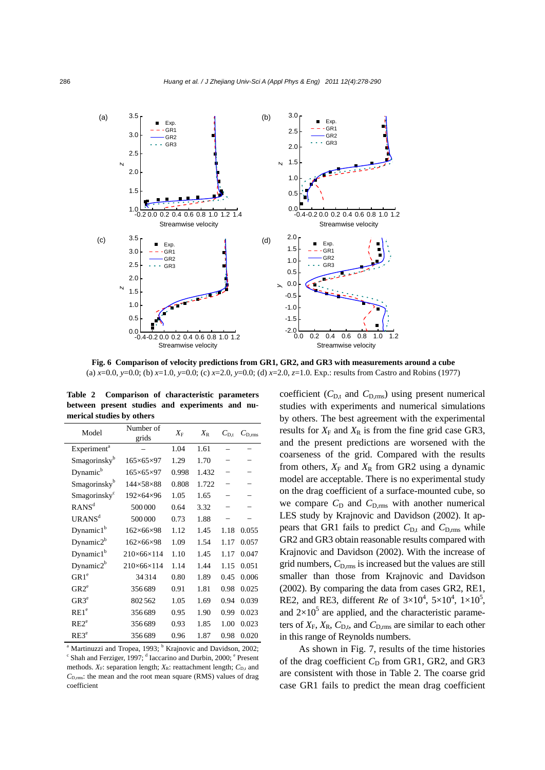**Fig. 6 Comparison of velocity predictions from GR1, GR2, and GR3 with measurements around a cube**
(a) $x$=0.0, $y$=0.0; (b) $x$=1.0, $y$=0.0; (c) $x$=2.0, $y$=0.0; (d) $x$=2.0, $z$=1.0. Exp.: results from Castro and Robins (1977)

**Table 2 Comparison of characteristic parameters between present studies and experiments and numerical studies by others**

| Model | Number of grids | $X_F$ | $X_R$ | $C_{D,t}$ | $C_{D,rms}$ |
|---|---|---|---|---|---|
| Experiment[a] | – | 1.04 | 1.61 | – | – |
| Smagorinsky[b] | 165×65×97 | 1.29 | 1.70 | – | – |
| Dynamic[b] | 165×65×97 | 0.998 | 1.432 | – | – |
| Smagorinsky[b] | 144×58×88 | 0.808 | 1.722 | – | – |
| Smagorinsky[c] | 192×64×96 | 1.05 | 1.65 | – | – |
| RANS[d] | 500 000 | 0.64 | 3.32 | – | – |
| URANS[d] | 500 000 | 0.73 | 1.88 | – | – |
| Dynamic1[b] | 162×66×98 | 1.12 | 1.45 | 1.18 | 0.055 |
| Dynamic2[b] | 162×66×98 | 1.09 | 1.54 | 1.17 | 0.057 |
| Dynamic1[b] | 210×66×114 | 1.10 | 1.45 | 1.17 | 0.047 |
| Dynamic2[b] | 210×66×114 | 1.14 | 1.44 | 1.15 | 0.051 |
| GR1[e] | 34 314 | 0.80 | 1.89 | 0.45 | 0.006 |
| GR2[e] | 356 689 | 0.91 | 1.81 | 0.98 | 0.025 |
| GR3[e] | 802 562 | 1.05 | 1.69 | 0.94 | 0.039 |
| RE1[e] | 356 689 | 0.95 | 1.90 | 0.99 | 0.023 |
| RE2[e] | 356 689 | 0.93 | 1.85 | 1.00 | 0.023 |
| RE3[e] | 356 689 | 0.96 | 1.87 | 0.98 | 0.020 |

[a] Martinuzzi and Tropea, 1993; [b] Krajnovic and Davidson, 2002; [c] Shah and Ferziger, 1997; [d] Iaccarino and Durbin, 2000; [e] Present methods. $X_F$: separation length; $X_R$: reattachment length; $C_{D,t}$ and $C_{D,rms}$: the mean and the root mean square (RMS) values of drag coefficient

coefficient ($C_{D,t}$ and $C_{D,rms}$) using present numerical studies with experiments and numerical simulations by others. The best agreement with the experimental results for $X_F$ and $X_R$ is from the fine grid case GR3, and the present predictions are worsened with the coarseness of the grid. Compared with the results from others, $X_F$ and $X_R$ from GR2 using a dynamic model are acceptable. There is no experimental study on the drag coefficient of a surface-mounted cube, so we compare $C_D$ and $C_{D,rms}$ with another numerical LES study by Krajnovic and Davidson (2002). It appears that GR1 fails to predict $C_{D,t}$ and $C_{D,rms}$ while GR2 and GR3 obtain reasonable results compared with Krajnovic and Davidson (2002). With the increase of grid numbers, $C_{D,rms}$ is increased but the values are still smaller than those from Krajnovic and Davidson (2002). By comparing the data from cases GR2, RE1, RE2, and RE3, different $Re$ of $3\times10^4$, $5\times10^4$, $1\times10^5$, and $2\times10^5$ are applied, and the characteristic parameters of $X_F$, $X_R$, $C_{D,t}$, and $C_{D,rms}$ are similar to each other in this range of Reynolds numbers.

As shown in Fig. 7, results of the time histories of the drag coefficient $C_D$ from GR1, GR2, and GR3 are consistent with those in Table 2. The coarse grid case GR1 fails to predict the mean drag coefficient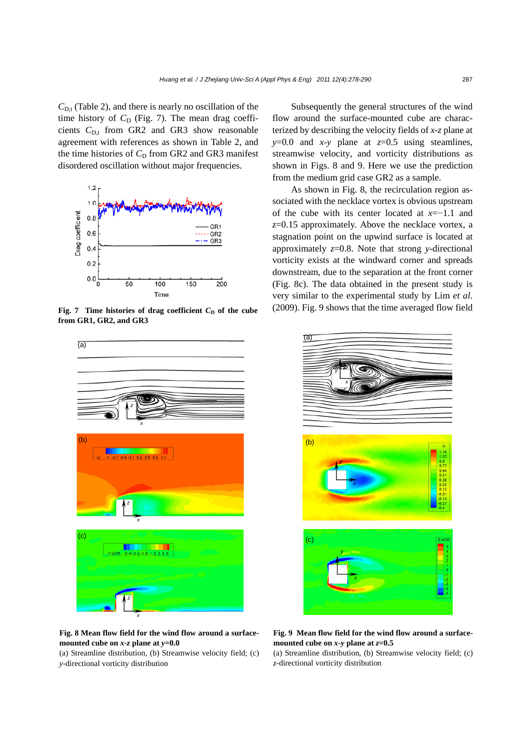$C_{D,t}$ (Table 2), and there is nearly no oscillation of the time history of $C_D$ (Fig. 7). The mean drag coefficients $C_{D,t}$ from GR2 and GR3 show reasonable agreement with references as shown in Table 2, and the time histories of $C_D$ from GR2 and GR3 manifest disordered oscillation without major frequencies.

**Fig. 7 Time histories of drag coefficient $C_D$ of the cube from GR1, GR2, and GR3**

Subsequently the general structures of the wind flow around the surface-mounted cube are characterized by describing the velocity fields of $x$-$z$ plane at $y$=0.0 and $x$-$y$ plane at $z$=0.5 using steamlines, streamwise velocity, and vorticity distributions as shown in Figs. 8 and 9. Here we use the prediction from the medium grid case GR2 as a sample.

As shown in Fig. 8, the recirculation region associated with the necklace vortex is obvious upstream of the cube with its center located at $x$=−1.1 and $z$=0.15 approximately. Above the necklace vortex, a stagnation point on the upwind surface is located at approximately $z$=0.8. Note that strong $y$-directional vorticity exists at the windward corner and spreads downstream, due to the separation at the front corner (Fig. 8c). The data obtained in the present study is very similar to the experimental study by Lim *et al.* (2009). Fig. 9 shows that the time averaged flow field

**Fig. 8 Mean flow field for the wind flow around a surface-mounted cube on $x$-$z$ plane at $y$=0.0**

(a) Streamline distribution, (b) Streamwise velocity field; (c) $y$-directional vorticity distribution

**Fig. 9 Mean flow field for the wind flow around a surface-mounted cube on $x$-$y$ plane at $z$=0.5**

(a) Streamline distribution, (b) Streamwise velocity field; (c) $z$-directional vorticity distribution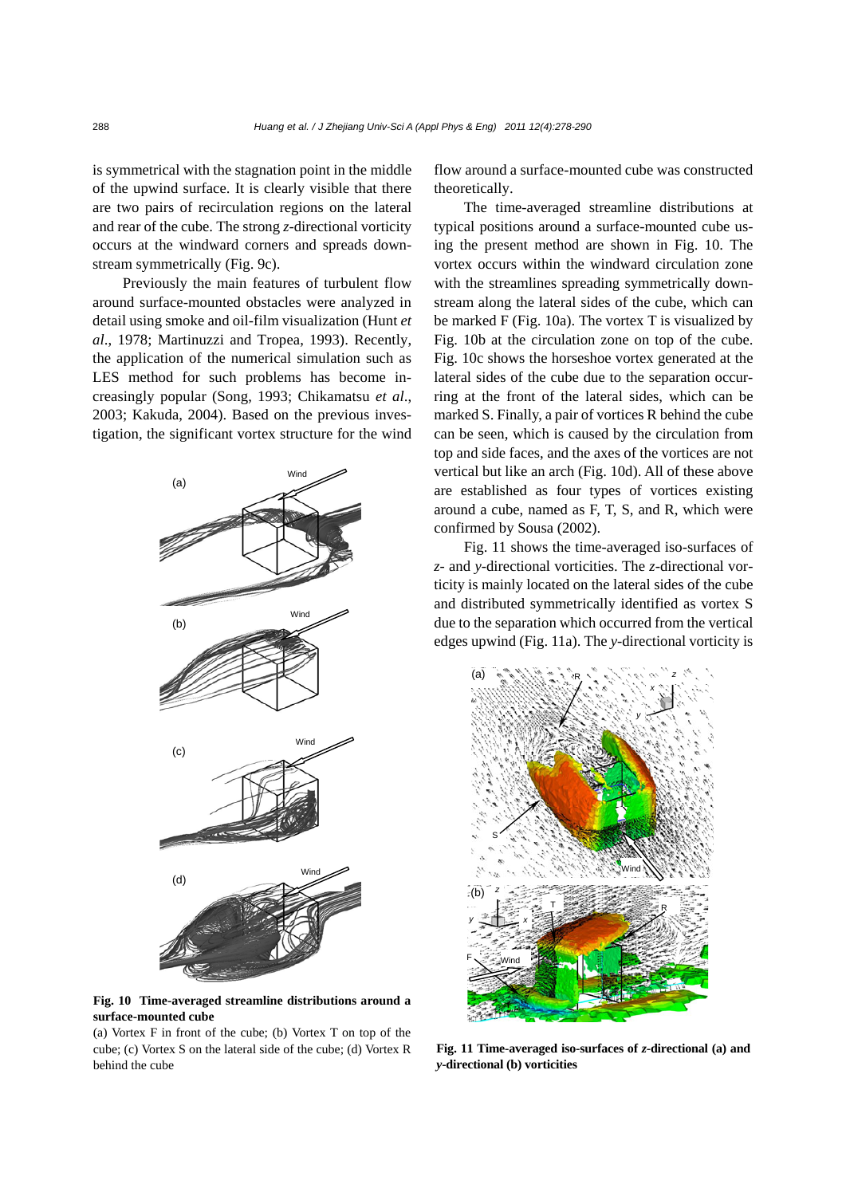is symmetrical with the stagnation point in the middle of the upwind surface. It is clearly visible that there are two pairs of recirculation regions on the lateral and rear of the cube. The strong *z*-directional vorticity occurs at the windward corners and spreads downstream symmetrically (Fig. 9c).

Previously the main features of turbulent flow around surface-mounted obstacles were analyzed in detail using smoke and oil-film visualization (Hunt *et al*., 1978; Martinuzzi and Tropea, 1993). Recently, the application of the numerical simulation such as LES method for such problems has become increasingly popular (Song, 1993; Chikamatsu *et al*., 2003; Kakuda, 2004). Based on the previous investigation, the significant vortex structure for the wind flow around a surface-mounted cube was constructed theoretically.

The time-averaged streamline distributions at typical positions around a surface-mounted cube using the present method are shown in Fig. 10. The vortex occurs within the windward circulation zone with the streamlines spreading symmetrically downstream along the lateral sides of the cube, which can be marked F (Fig. 10a). The vortex T is visualized by Fig. 10b at the circulation zone on top of the cube. Fig. 10c shows the horseshoe vortex generated at the lateral sides of the cube due to the separation occurring at the front of the lateral sides, which can be marked S. Finally, a pair of vortices R behind the cube can be seen, which is caused by the circulation from top and side faces, and the axes of the vortices are not vertical but like an arch (Fig. 10d). All of these above are established as four types of vortices existing around a cube, named as F, T, S, and R, which were confirmed by Sousa (2002).

**Fig. 10 Time-averaged streamline distributions around a surface-mounted cube**

(a) Vortex F in front of the cube; (b) Vortex T on top of the cube; (c) Vortex S on the lateral side of the cube; (d) Vortex R behind the cube

Fig. 11 shows the time-averaged iso-surfaces of *z*- and *y*-directional vorticities. The *z*-directional vorticity is mainly located on the lateral sides of the cube and distributed symmetrically identified as vortex S due to the separation which occurred from the vertical edges upwind (Fig. 11a). The *y*-directional vorticity is

**Fig. 11 Time-averaged iso-surfaces of *z*-directional (a) and *y*-directional (b) vorticities**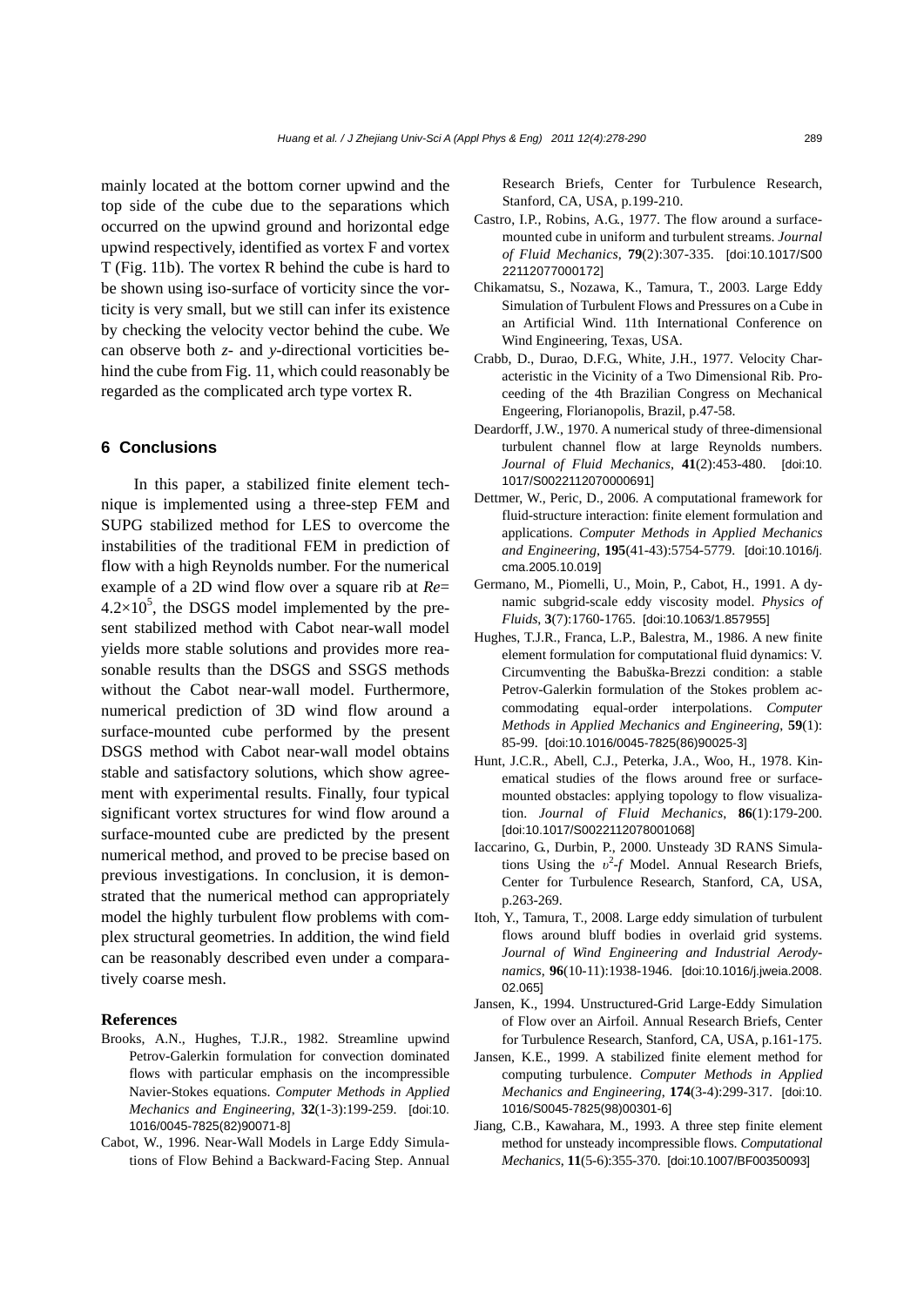mainly located at the bottom corner upwind and the top side of the cube due to the separations which occurred on the upwind ground and horizontal edge upwind respectively, identified as vortex F and vortex T (Fig. 11b). The vortex R behind the cube is hard to be shown using iso-surface of vorticity since the vorticity is very small, but we still can infer its existence by checking the velocity vector behind the cube. We can observe both *z*- and *y*-directional vorticities behind the cube from Fig. 11, which could reasonably be regarded as the complicated arch type vortex R.

## 6 Conclusions

In this paper, a stabilized finite element technique is implemented using a three-step FEM and SUPG stabilized method for LES to overcome the instabilities of the traditional FEM in prediction of flow with a high Reynolds number. For the numerical example of a 2D wind flow over a square rib at $Re=4.2\times10^5$, the DSGS model implemented by the present stabilized method with Cabot near-wall model yields more stable solutions and provides more reasonable results than the DSGS and SSGS methods without the Cabot near-wall model. Furthermore, numerical prediction of 3D wind flow around a surface-mounted cube performed by the present DSGS method with Cabot near-wall model obtains stable and satisfactory solutions, which show agreement with experimental results. Finally, four typical significant vortex structures for wind flow around a surface-mounted cube are predicted by the present numerical method, and proved to be precise based on previous investigations. In conclusion, it is demonstrated that the numerical method can appropriately model the highly turbulent flow problems with complex structural geometries. In addition, the wind field can be reasonably described even under a comparatively coarse mesh.

### References

Brooks, A.N., Hughes, T.J.R., 1982. Streamline upwind Petrov-Galerkin formulation for convection dominated flows with particular emphasis on the incompressible Navier-Stokes equations. *Computer Methods in Applied Mechanics and Engineering*, **32**(1-3):199-259. [doi:10.1016/0045-7825(82)90071-8]

Cabot, W., 1996. Near-Wall Models in Large Eddy Simulations of Flow Behind a Backward-Facing Step. Annual Research Briefs, Center for Turbulence Research, Stanford, CA, USA, p.199-210.

Castro, I.P., Robins, A.G., 1977. The flow around a surface-mounted cube in uniform and turbulent streams. *Journal of Fluid Mechanics*, **79**(2):307-335. [doi:10.1017/S0022112077000172]

Chikamatsu, S., Nozawa, K., Tamura, T., 2003. Large Eddy Simulation of Turbulent Flows and Pressures on a Cube in an Artificial Wind. 11th International Conference on Wind Engineering, Texas, USA.

Crabb, D., Durao, D.F.G., White, J.H., 1977. Velocity Characteristic in the Vicinity of a Two Dimensional Rib. Proceeding of the 4th Brazilian Congress on Mechanical Engeering, Florianopolis, Brazil, p.47-58.

Deardorff, J.W., 1970. A numerical study of three-dimensional turbulent channel flow at large Reynolds numbers. *Journal of Fluid Mechanics*, **41**(2):453-480. [doi:10.1017/S0022112070000691]

Dettmer, W., Peric, D., 2006. A computational framework for fluid-structure interaction: finite element formulation and applications. *Computer Methods in Applied Mechanics and Engineering*, **195**(41-43):5754-5779. [doi:10.1016/j.cma.2005.10.019]

Germano, M., Piomelli, U., Moin, P., Cabot, H., 1991. A dynamic subgrid-scale eddy viscosity model. *Physics of Fluids*, **3**(7):1760-1765. [doi:10.1063/1.857955]

Hughes, T.J.R., Franca, L.P., Balestra, M., 1986. A new finite element formulation for computational fluid dynamics: V. Circumventing the Babuška-Brezzi condition: a stable Petrov-Galerkin formulation of the Stokes problem accommodating equal-order interpolations. *Computer Methods in Applied Mechanics and Engineering*, **59**(1): 85-99. [doi:10.1016/0045-7825(86)90025-3]

Hunt, J.C.R., Abell, C.J., Peterka, J.A., Woo, H., 1978. Kinematical studies of the flows around free or surface-mounted obstacles: applying topology to flow visualization. *Journal of Fluid Mechanics*, **86**(1):179-200. [doi:10.1017/S0022112078001068]

Iaccarino, G., Durbin, P., 2000. Unsteady 3D RANS Simulations Using the $\upsilon^2$-$f$ Model. Annual Research Briefs, Center for Turbulence Research, Stanford, CA, USA, p.263-269.

Itoh, Y., Tamura, T., 2008. Large eddy simulation of turbulent flows around bluff bodies in overlaid grid systems. *Journal of Wind Engineering and Industrial Aerodynamics*, **96**(10-11):1938-1946. [doi:10.1016/j.jweia.2008.02.065]

Jansen, K., 1994. Unstructured-Grid Large-Eddy Simulation of Flow over an Airfoil. Annual Research Briefs, Center for Turbulence Research, Stanford, CA, USA, p.161-175.

Jansen, K.E., 1999. A stabilized finite element method for computing turbulence. *Computer Methods in Applied Mechanics and Engineering*, **174**(3-4):299-317. [doi:10.1016/S0045-7825(98)00301-6]

Jiang, C.B., Kawahara, M., 1993. A three step finite element method for unsteady incompressible flows. *Computational Mechanics*, **11**(5-6):355-370. [doi:10.1007/BF00350093]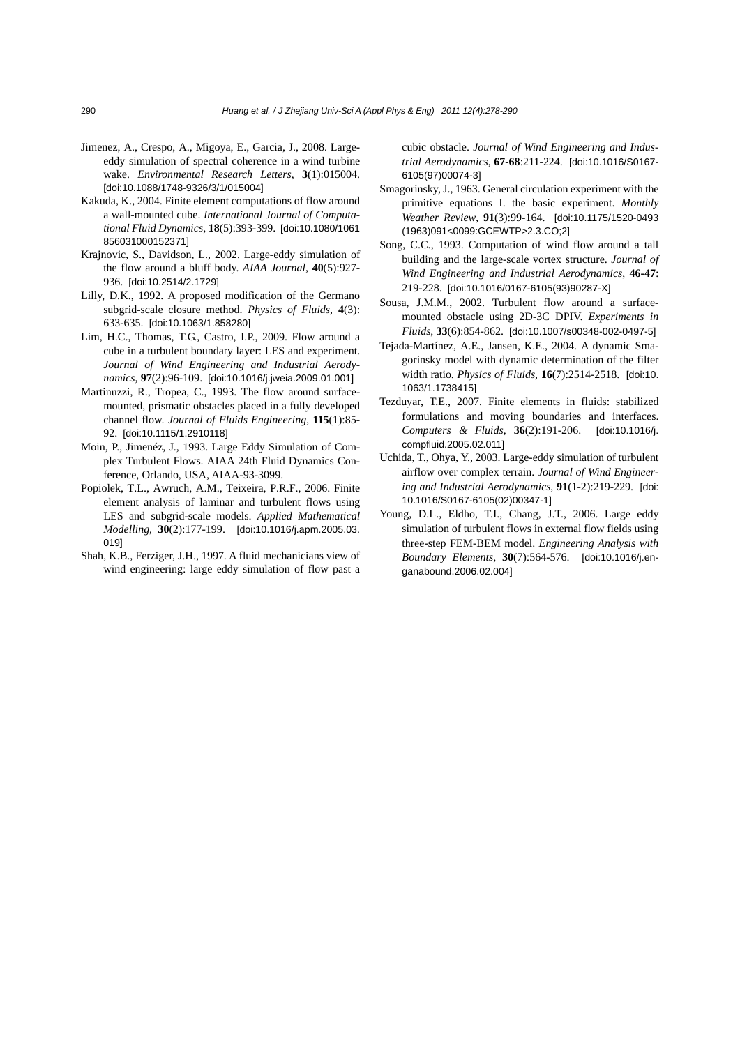Jimenez, A., Crespo, A., Migoya, E., Garcia, J., 2008. Large-eddy simulation of spectral coherence in a wind turbine wake. *Environmental Research Letters*, **3**(1):015004. [doi:10.1088/1748-9326/3/1/015004]

Kakuda, K., 2004. Finite element computations of flow around a wall-mounted cube. *International Journal of Computational Fluid Dynamics*, **18**(5):393-399. [doi:10.1080/1061856031000152371]

Krajnovic, S., Davidson, L., 2002. Large-eddy simulation of the flow around a bluff body. *AIAA Journal*, **40**(5):927-936. [doi:10.2514/2.1729]

Lilly, D.K., 1992. A proposed modification of the Germano subgrid-scale closure method. *Physics of Fluids*, **4**(3): 633-635. [doi:10.1063/1.858280]

Lim, H.C., Thomas, T.G., Castro, I.P., 2009. Flow around a cube in a turbulent boundary layer: LES and experiment. *Journal of Wind Engineering and Industrial Aerodynamics*, **97**(2):96-109. [doi:10.1016/j.jweia.2009.01.001]

Martinuzzi, R., Tropea, C., 1993. The flow around surface-mounted, prismatic obstacles placed in a fully developed channel flow. *Journal of Fluids Engineering*, **115**(1):85-92. [doi:10.1115/1.2910118]

Moin, P., Jimenéz, J., 1993. Large Eddy Simulation of Complex Turbulent Flows. AIAA 24th Fluid Dynamics Conference, Orlando, USA, AIAA-93-3099.

Popiolek, T.L., Awruch, A.M., Teixeira, P.R.F., 2006. Finite element analysis of laminar and turbulent flows using LES and subgrid-scale models. *Applied Mathematical Modelling*, **30**(2):177-199. [doi:10.1016/j.apm.2005.03.019]

Shah, K.B., Ferziger, J.H., 1997. A fluid mechanicians view of wind engineering: large eddy simulation of flow past a cubic obstacle. *Journal of Wind Engineering and Industrial Aerodynamics*, **67-68**:211-224. [doi:10.1016/S0167-6105(97)00074-3]

Smagorinsky, J., 1963. General circulation experiment with the primitive equations I. the basic experiment. *Monthly Weather Review*, **91**(3):99-164. [doi:10.1175/1520-0493(1963)091<0099:GCEWTP>2.3.CO;2]

Song, C.C., 1993. Computation of wind flow around a tall building and the large-scale vortex structure. *Journal of Wind Engineering and Industrial Aerodynamics*, **46-47**: 219-228. [doi:10.1016/0167-6105(93)90287-X]

Sousa, J.M.M., 2002. Turbulent flow around a surface-mounted obstacle using 2D-3C DPIV. *Experiments in Fluids*, **33**(6):854-862. [doi:10.1007/s00348-002-0497-5]

Tejada-Martínez, A.E., Jansen, K.E., 2004. A dynamic Smagorinsky model with dynamic determination of the filter width ratio. *Physics of Fluids*, **16**(7):2514-2518. [doi:10.1063/1.1738415]

Tezduyar, T.E., 2007. Finite elements in fluids: stabilized formulations and moving boundaries and interfaces. *Computers & Fluids*, **36**(2):191-206. [doi:10.1016/j.compfluid.2005.02.011]

Uchida, T., Ohya, Y., 2003. Large-eddy simulation of turbulent airflow over complex terrain. *Journal of Wind Engineering and Industrial Aerodynamics*, **91**(1-2):219-229. [doi:10.1016/S0167-6105(02)00347-1]

Young, D.L., Eldho, T.I., Chang, J.T., 2006. Large eddy simulation of turbulent flows in external flow fields using three-step FEM-BEM model. *Engineering Analysis with Boundary Elements*, **30**(7):564-576. [doi:10.1016/j.enganabound.2006.02.004]